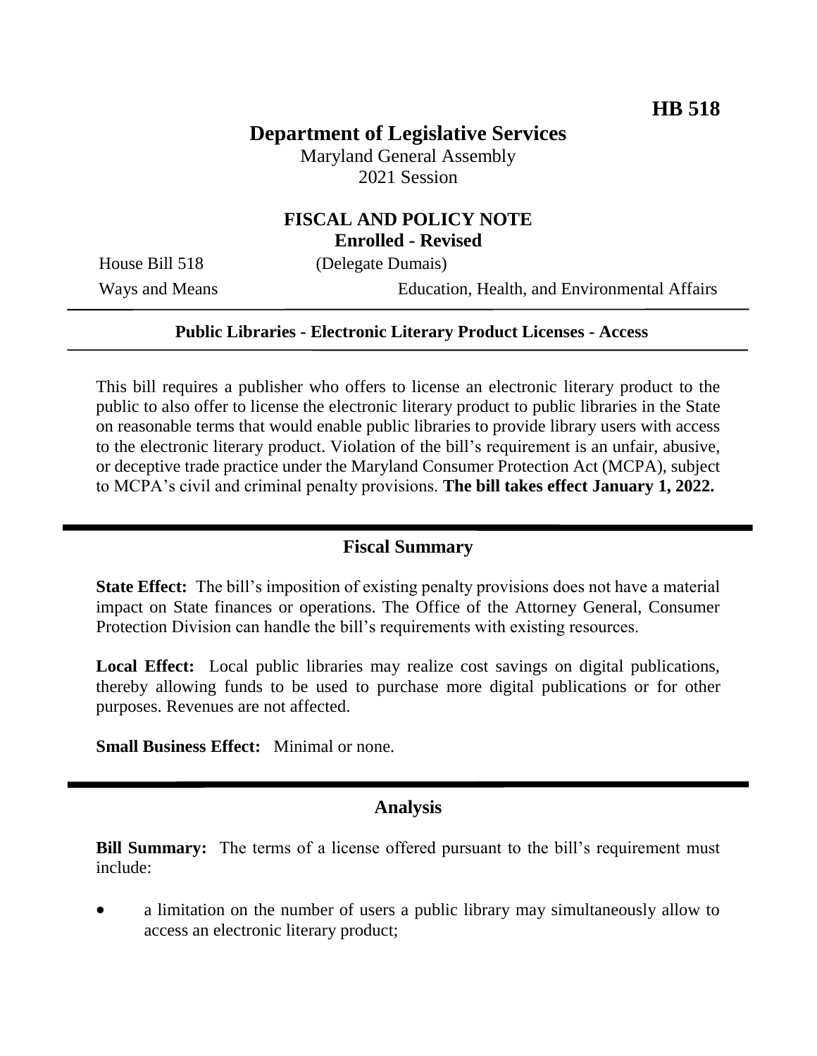**HB 518**

# Department of Legislative Services

Maryland General Assembly
2021 Session

## FISCAL AND POLICY NOTE
**Enrolled - Revised**

House Bill 518 (Delegate Dumais)
Ways and Means Education, Health, and Environmental Affairs

**Public Libraries - Electronic Literary Product Licenses - Access**

This bill requires a publisher who offers to license an electronic literary product to the public to also offer to license the electronic literary product to public libraries in the State on reasonable terms that would enable public libraries to provide library users with access to the electronic literary product. Violation of the bill's requirement is an unfair, abusive, or deceptive trade practice under the Maryland Consumer Protection Act (MCPA), subject to MCPA's civil and criminal penalty provisions. **The bill takes effect January 1, 2022.**

## Fiscal Summary

**State Effect:** The bill's imposition of existing penalty provisions does not have a material impact on State finances or operations. The Office of the Attorney General, Consumer Protection Division can handle the bill's requirements with existing resources.

**Local Effect:** Local public libraries may realize cost savings on digital publications, thereby allowing funds to be used to purchase more digital publications or for other purposes. Revenues are not affected.

**Small Business Effect:** Minimal or none.

## Analysis

**Bill Summary:** The terms of a license offered pursuant to the bill's requirement must include:

- a limitation on the number of users a public library may simultaneously allow to access an electronic literary product;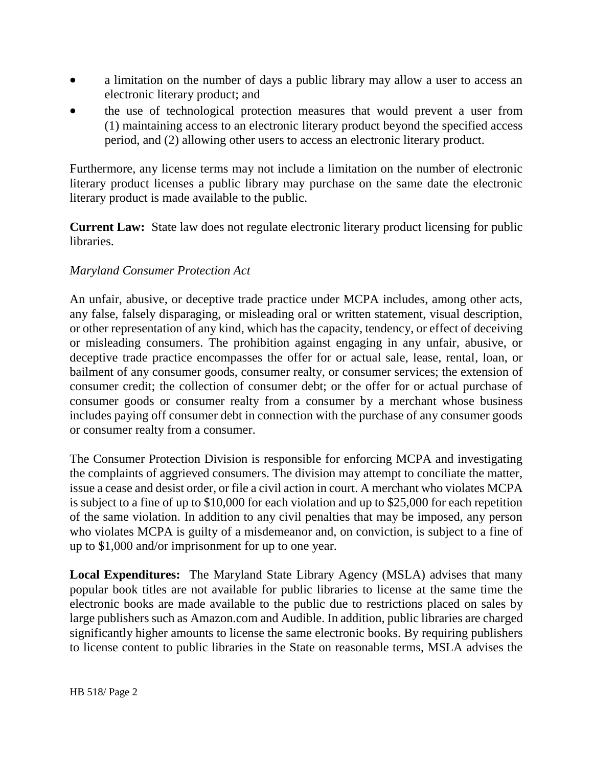- a limitation on the number of days a public library may allow a user to access an electronic literary product; and
- the use of technological protection measures that would prevent a user from (1) maintaining access to an electronic literary product beyond the specified access period, and (2) allowing other users to access an electronic literary product.

Furthermore, any license terms may not include a limitation on the number of electronic literary product licenses a public library may purchase on the same date the electronic literary product is made available to the public.

**Current Law:** State law does not regulate electronic literary product licensing for public libraries.

*Maryland Consumer Protection Act*

An unfair, abusive, or deceptive trade practice under MCPA includes, among other acts, any false, falsely disparaging, or misleading oral or written statement, visual description, or other representation of any kind, which has the capacity, tendency, or effect of deceiving or misleading consumers. The prohibition against engaging in any unfair, abusive, or deceptive trade practice encompasses the offer for or actual sale, lease, rental, loan, or bailment of any consumer goods, consumer realty, or consumer services; the extension of consumer credit; the collection of consumer debt; or the offer for or actual purchase of consumer goods or consumer realty from a consumer by a merchant whose business includes paying off consumer debt in connection with the purchase of any consumer goods or consumer realty from a consumer.

The Consumer Protection Division is responsible for enforcing MCPA and investigating the complaints of aggrieved consumers. The division may attempt to conciliate the matter, issue a cease and desist order, or file a civil action in court. A merchant who violates MCPA is subject to a fine of up to $10,000 for each violation and up to $25,000 for each repetition of the same violation. In addition to any civil penalties that may be imposed, any person who violates MCPA is guilty of a misdemeanor and, on conviction, is subject to a fine of up to $1,000 and/or imprisonment for up to one year.

**Local Expenditures:** The Maryland State Library Agency (MSLA) advises that many popular book titles are not available for public libraries to license at the same time the electronic books are made available to the public due to restrictions placed on sales by large publishers such as Amazon.com and Audible. In addition, public libraries are charged significantly higher amounts to license the same electronic books. By requiring publishers to license content to public libraries in the State on reasonable terms, MSLA advises the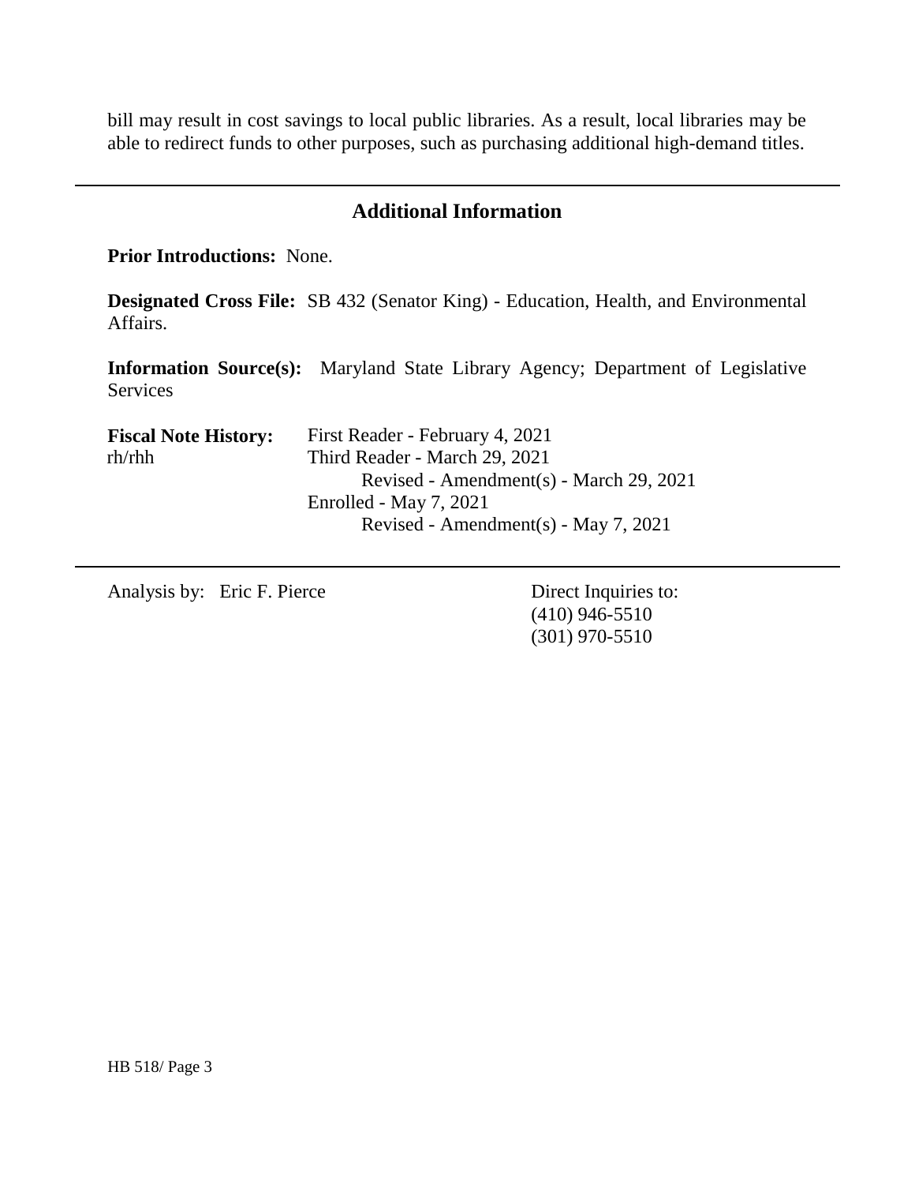bill may result in cost savings to local public libraries. As a result, local libraries may be able to redirect funds to other purposes, such as purchasing additional high-demand titles.

## Additional Information

**Prior Introductions:** None.

**Designated Cross File:** SB 432 (Senator King) - Education, Health, and Environmental Affairs.

**Information Source(s):** Maryland State Library Agency; Department of Legislative Services

**Fiscal Note History:** First Reader - February 4, 2021
rh/rhh Third Reader - March 29, 2021
Revised - Amendment(s) - March 29, 2021
Enrolled - May 7, 2021
Revised - Amendment(s) - May 7, 2021

Analysis by: Eric F. Pierce

Direct Inquiries to:
(410) 946-5510
(301) 970-5510